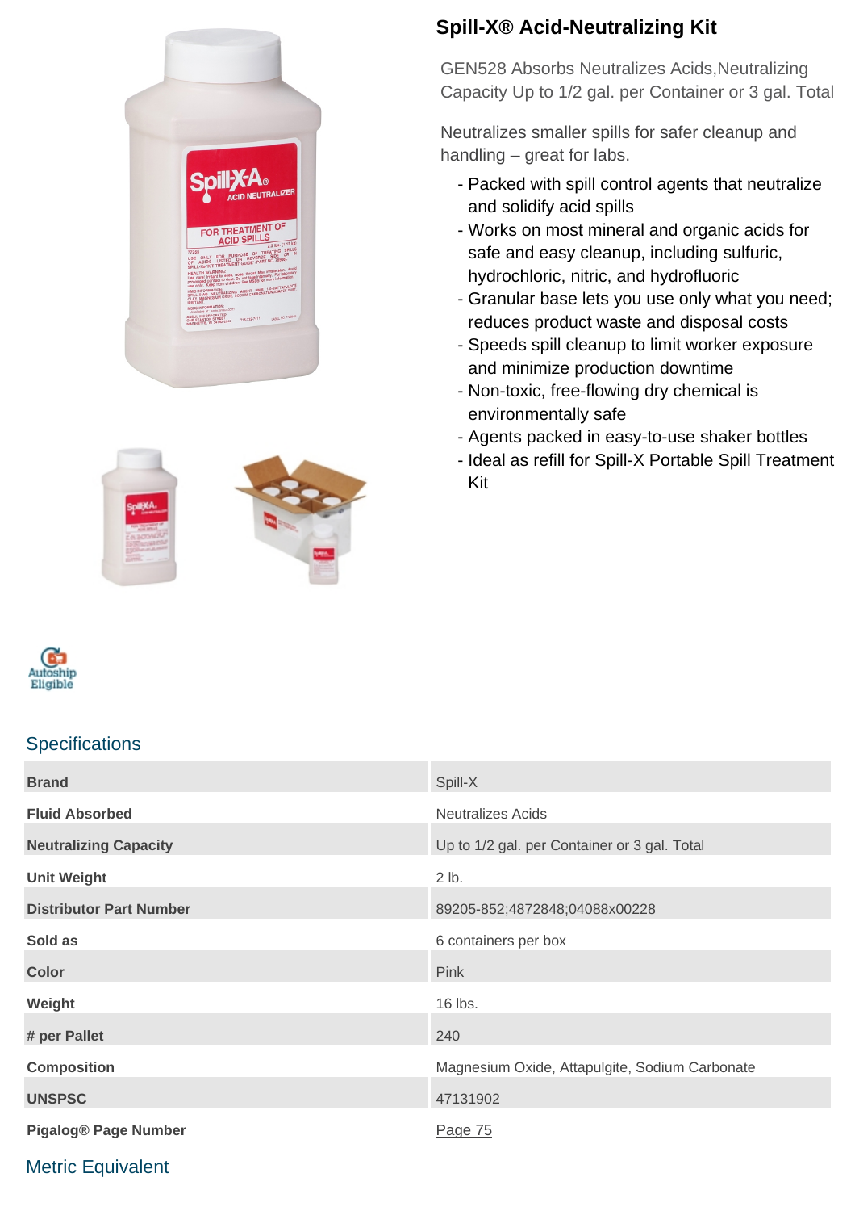# Spill-X® Acid-Neutralizing Kit

GEN528 Absorbs Neutralizes Acids,Neutralizing Capacity Up to 1/2 gal. per Container or 3 gal. Total

Neutralizes smaller spills for safer cleanup and handling – great for labs.

- Packed with spill control agents that neutralize and solidify acid spills
- Works on most mineral and organic acids for safe and easy cleanup, including sulfuric, hydrochloric, nitric, and hydrofluoric
- Granular base lets you use only what you need; reduces product waste and disposal costs
- Speeds spill cleanup to limit worker exposure and minimize production downtime
- Non-toxic, free-flowing dry chemical is environmentally safe
- Agents packed in easy-to-use shaker bottles
- Ideal as refill for Spill-X Portable Spill Treatment Kit

Autoship Eligible

## Specifications

| | |
|---|---|
| **Brand** | Spill-X |
| **Fluid Absorbed** | Neutralizes Acids |
| **Neutralizing Capacity** | Up to 1/2 gal. per Container or 3 gal. Total |
| **Unit Weight** | 2 lb. |
| **Distributor Part Number** | 89205-852;4872848;04088x00228 |
| **Sold as** | 6 containers per box |
| **Color** | Pink |
| **Weight** | 16 lbs. |
| **# per Pallet** | 240 |
| **Composition** | Magnesium Oxide, Attapulgite, Sodium Carbonate |
| **UNSPSC** | 47131902 |
| **Pigalog® Page Number** | Page 75 |

## Metric Equivalent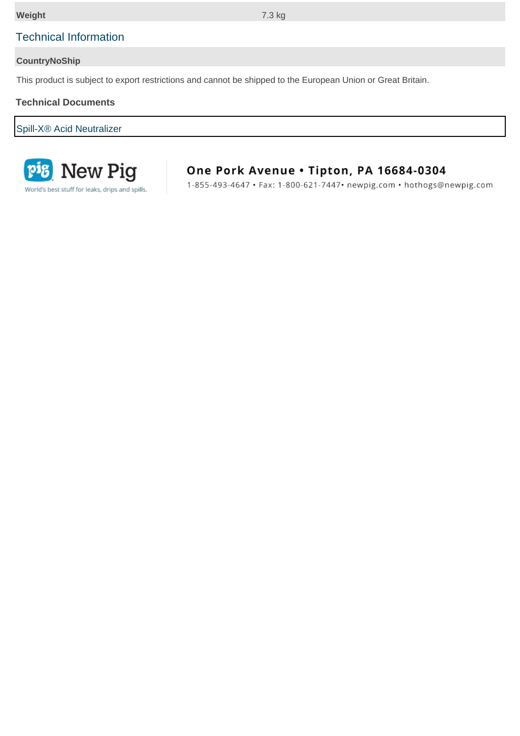| | |
|---|---|
| **Weight** | 7.3 kg |

## Technical Information

**CountryNoShip**

This product is subject to export restrictions and cannot be shipped to the European Union or Great Britain.

### Technical Documents

Spill-X® Acid Neutralizer

New Pig

World's best stuff for leaks, drips and spills.

**One Pork Avenue • Tipton, PA 16684-0304**

1-855-493-4647 • Fax: 1-800-621-7447• newpig.com • hothogs@newpig.com